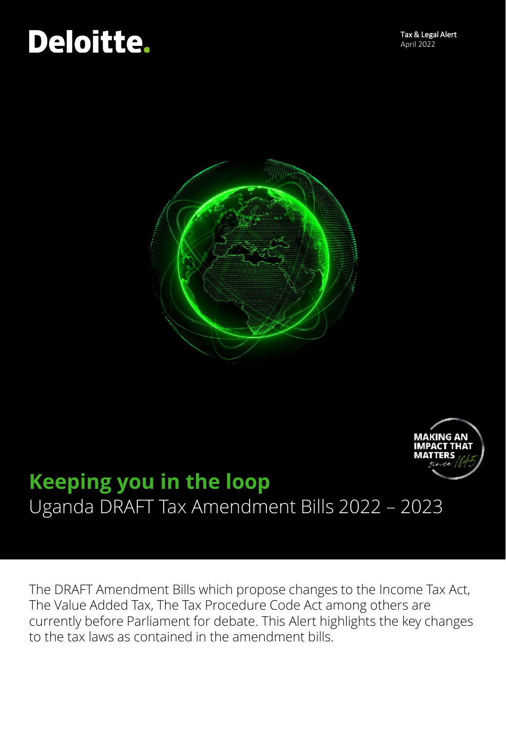Deloitte.

Tax & Legal Alert
April 2022

# Keeping you in the loop

## Uganda DRAFT Tax Amendment Bills 2022 – 2023

The DRAFT Amendment Bills which propose changes to the Income Tax Act, The Value Added Tax, The Tax Procedure Code Act among others are currently before Parliament for debate. This Alert highlights the key changes to the tax laws as contained in the amendment bills.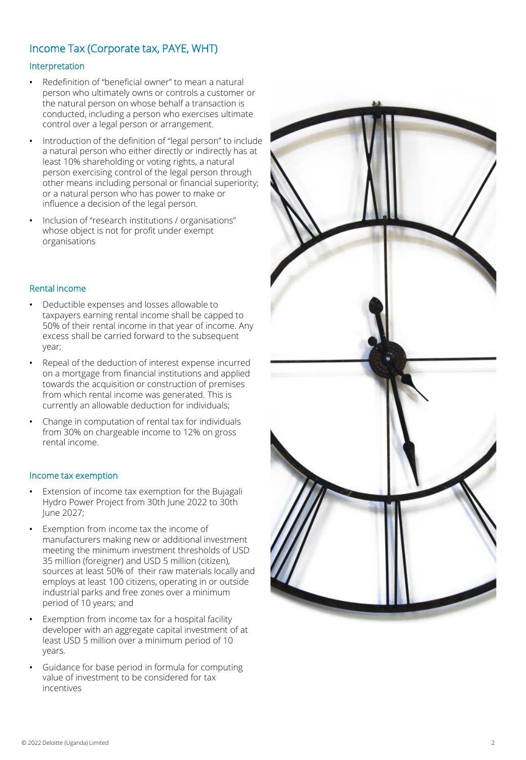## Income Tax (Corporate tax, PAYE, WHT)

### Interpretation

- Redefinition of "beneficial owner" to mean a natural person who ultimately owns or controls a customer or the natural person on whose behalf a transaction is conducted, including a person who exercises ultimate control over a legal person or arrangement.
- Introduction of the definition of "legal person" to include a natural person who either directly or indirectly has at least 10% shareholding or voting rights, a natural person exercising control of the legal person through other means including personal or financial superiority; or a natural person who has power to make or influence a decision of the legal person.
- Inclusion of "research institutions / organisations" whose object is not for profit under exempt organisations

### Rental income

- Deductible expenses and losses allowable to taxpayers earning rental income shall be capped to 50% of their rental income in that year of income. Any excess shall be carried forward to the subsequent year;
- Repeal of the deduction of interest expense incurred on a mortgage from financial institutions and applied towards the acquisition or construction of premises from which rental income was generated. This is currently an allowable deduction for individuals;
- Change in computation of rental tax for individuals from 30% on chargeable income to 12% on gross rental income.

### Income tax exemption

- Extension of income tax exemption for the Bujagali Hydro Power Project from 30th June 2022 to 30th June 2027;
- Exemption from income tax the income of manufacturers making new or additional investment meeting the minimum investment thresholds of USD 35 million (foreigner) and USD 5 million (citizen), sources at least 50% of their raw materials locally and employs at least 100 citizens, operating in or outside industrial parks and free zones over a minimum period of 10 years; and
- Exemption from income tax for a hospital facility developer with an aggregate capital investment of at least USD 5 million over a minimum period of 10 years.
- Guidance for base period in formula for computing value of investment to be considered for tax incentives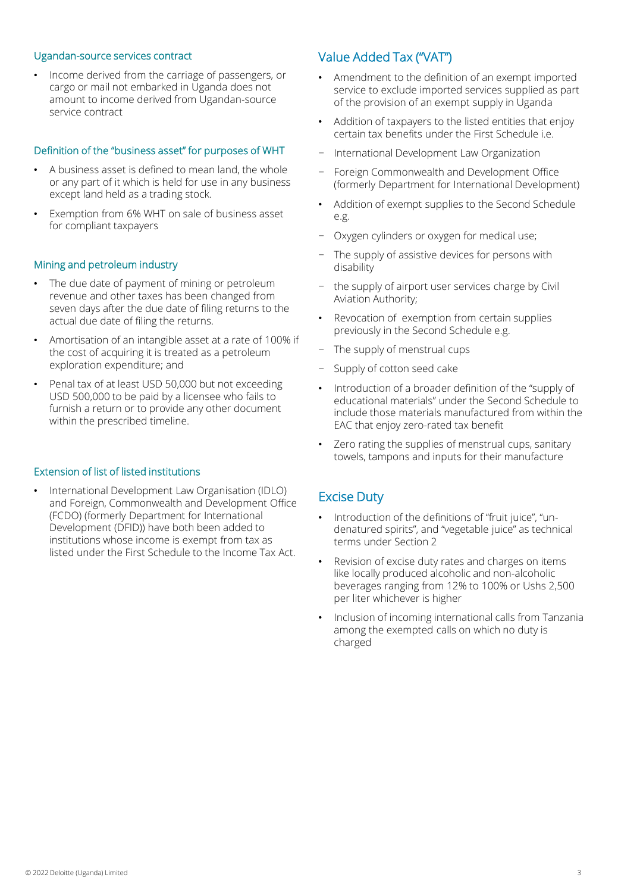### Ugandan-source services contract

- Income derived from the carriage of passengers, or cargo or mail not embarked in Uganda does not amount to income derived from Ugandan-source service contract

### Definition of the "business asset" for purposes of WHT

- A business asset is defined to mean land, the whole or any part of it which is held for use in any business except land held as a trading stock.
- Exemption from 6% WHT on sale of business asset for compliant taxpayers

### Mining and petroleum industry

- The due date of payment of mining or petroleum revenue and other taxes has been changed from seven days after the due date of filing returns to the actual due date of filing the returns.
- Amortisation of an intangible asset at a rate of 100% if the cost of acquiring it is treated as a petroleum exploration expenditure; and
- Penal tax of at least USD 50,000 but not exceeding USD 500,000 to be paid by a licensee who fails to furnish a return or to provide any other document within the prescribed timeline.

### Extension of list of listed institutions

- International Development Law Organisation (IDLO) and Foreign, Commonwealth and Development Office (FCDO) (formerly Department for International Development (DFID)) have both been added to institutions whose income is exempt from tax as listed under the First Schedule to the Income Tax Act.

## Value Added Tax ("VAT")

- Amendment to the definition of an exempt imported service to exclude imported services supplied as part of the provision of an exempt supply in Uganda
- Addition of taxpayers to the listed entities that enjoy certain tax benefits under the First Schedule i.e.
  - International Development Law Organization
  - Foreign Commonwealth and Development Office (formerly Department for International Development)
- Addition of exempt supplies to the Second Schedule e.g.
  - Oxygen cylinders or oxygen for medical use;
  - The supply of assistive devices for persons with disability
  - the supply of airport user services charge by Civil Aviation Authority;
- Revocation of exemption from certain supplies previously in the Second Schedule e.g.
  - The supply of menstrual cups
  - Supply of cotton seed cake
- Introduction of a broader definition of the "supply of educational materials" under the Second Schedule to include those materials manufactured from within the EAC that enjoy zero-rated tax benefit
- Zero rating the supplies of menstrual cups, sanitary towels, tampons and inputs for their manufacture

## Excise Duty

- Introduction of the definitions of "fruit juice", "un-denatured spirits", and "vegetable juice" as technical terms under Section 2
- Revision of excise duty rates and charges on items like locally produced alcoholic and non-alcoholic beverages ranging from 12% to 100% or Ushs 2,500 per liter whichever is higher
- Inclusion of incoming international calls from Tanzania among the exempted calls on which no duty is charged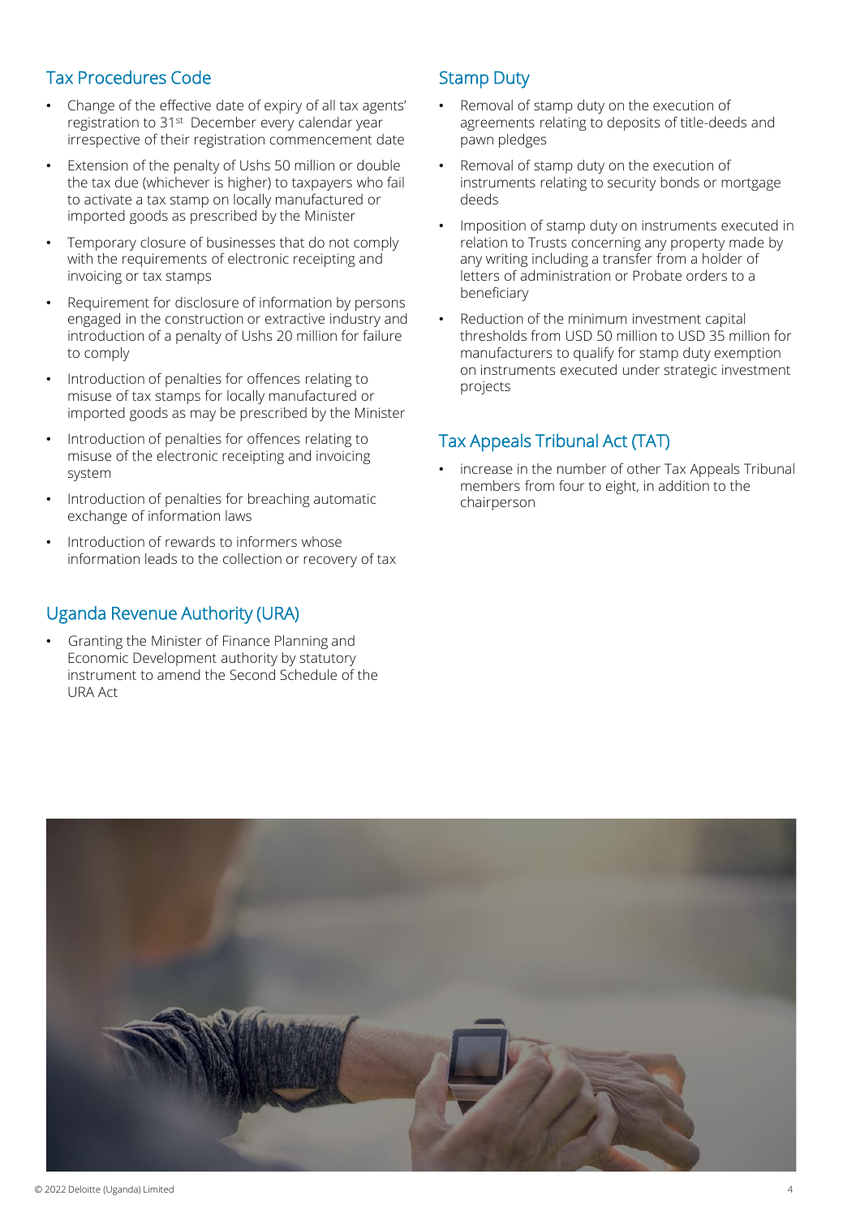## Tax Procedures Code

- Change of the effective date of expiry of all tax agents' registration to 31st December every calendar year irrespective of their registration commencement date
- Extension of the penalty of Ushs 50 million or double the tax due (whichever is higher) to taxpayers who fail to activate a tax stamp on locally manufactured or imported goods as prescribed by the Minister
- Temporary closure of businesses that do not comply with the requirements of electronic receipting and invoicing or tax stamps
- Requirement for disclosure of information by persons engaged in the construction or extractive industry and introduction of a penalty of Ushs 20 million for failure to comply
- Introduction of penalties for offences relating to misuse of tax stamps for locally manufactured or imported goods as may be prescribed by the Minister
- Introduction of penalties for offences relating to misuse of the electronic receipting and invoicing system
- Introduction of penalties for breaching automatic exchange of information laws
- Introduction of rewards to informers whose information leads to the collection or recovery of tax

## Uganda Revenue Authority (URA)

- Granting the Minister of Finance Planning and Economic Development authority by statutory instrument to amend the Second Schedule of the URA Act

## Stamp Duty

- Removal of stamp duty on the execution of agreements relating to deposits of title-deeds and pawn pledges
- Removal of stamp duty on the execution of instruments relating to security bonds or mortgage deeds
- Imposition of stamp duty on instruments executed in relation to Trusts concerning any property made by any writing including a transfer from a holder of letters of administration or Probate orders to a beneficiary
- Reduction of the minimum investment capital thresholds from USD 50 million to USD 35 million for manufacturers to qualify for stamp duty exemption on instruments executed under strategic investment projects

## Tax Appeals Tribunal Act (TAT)

- increase in the number of other Tax Appeals Tribunal members from four to eight, in addition to the chairperson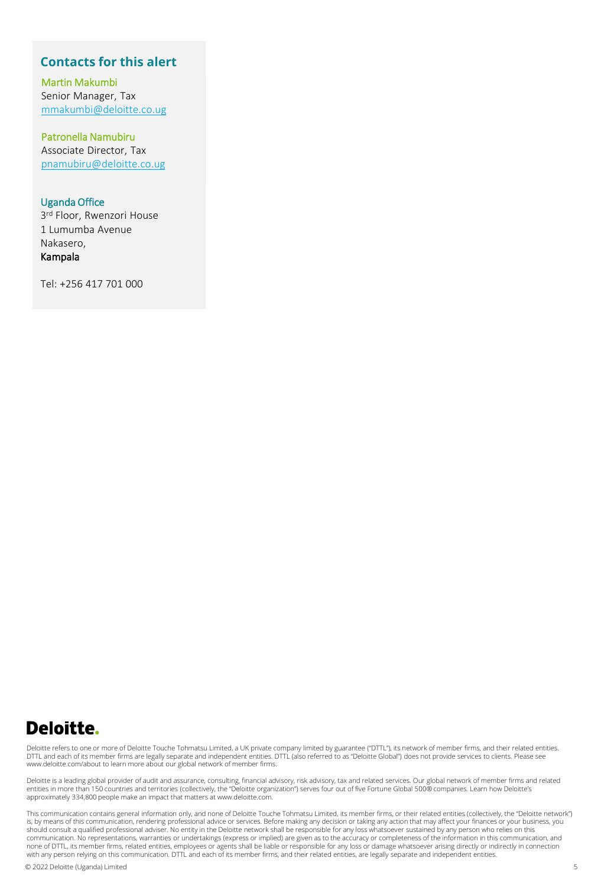## Contacts for this alert

**Martin Makumbi**
Senior Manager, Tax
mmakumbi@deloitte.co.ug

**Patronella Namubiru**
Associate Director, Tax
pnamubiru@deloitte.co.ug

**Uganda Office**
3rd Floor, Rwenzori House
1 Lumumba Avenue
Nakasero,
Kampala

Tel: +256 417 701 000

**Deloitte.**

Deloitte refers to one or more of Deloitte Touche Tohmatsu Limited, a UK private company limited by guarantee ("DTTL"), its network of member firms, and their related entities. DTTL and each of its member firms are legally separate and independent entities. DTTL (also referred to as "Deloitte Global") does not provide services to clients. Please see www.deloitte.com/about to learn more about our global network of member firms.

Deloitte is a leading global provider of audit and assurance, consulting, financial advisory, risk advisory, tax and related services. Our global network of member firms and related entities in more than 150 countries and territories (collectively, the "Deloitte organization") serves four out of five Fortune Global 500® companies. Learn how Deloitte's approximately 334,800 people make an impact that matters at www.deloitte.com.

This communication contains general information only, and none of Deloitte Touche Tohmatsu Limited, its member firms, or their related entities (collectively, the "Deloitte network") is, by means of this communication, rendering professional advice or services. Before making any decision or taking any action that may affect your finances or your business, you should consult a qualified professional adviser. No entity in the Deloitte network shall be responsible for any loss whatsoever sustained by any person who relies on this communication. No representations, warranties or undertakings (express or implied) are given as to the accuracy or completeness of the information in this communication, and none of DTTL, its member firms, related entities, employees or agents shall be liable or responsible for any loss or damage whatsoever arising directly or indirectly in connection with any person relying on this communication. DTTL and each of its member firms, and their related entities, are legally separate and independent entities.

© 2022 Deloitte (Uganda) Limited